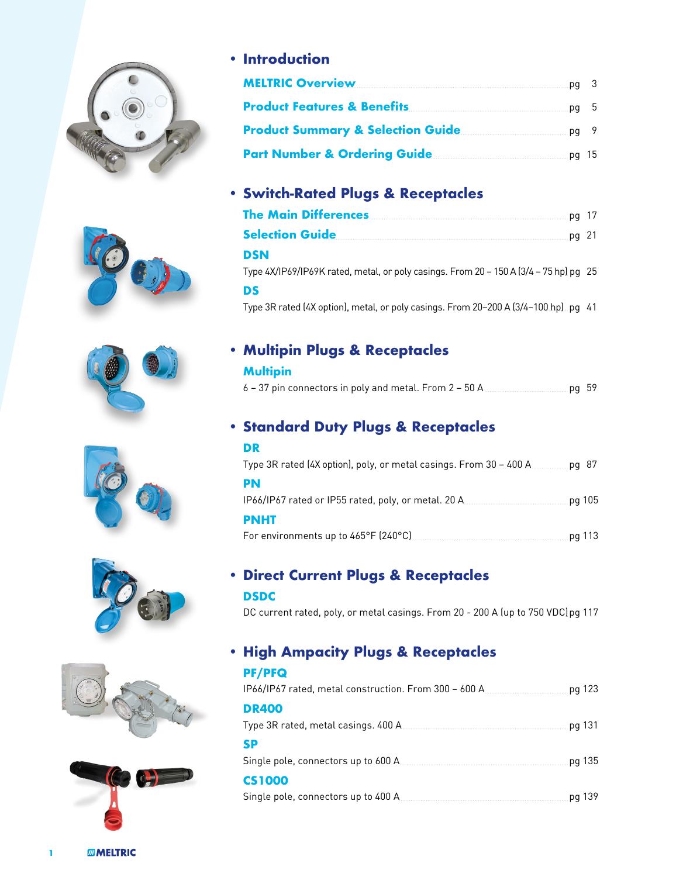## Introduction

- MELTRIC Overview ... pg 3
- Product Features & Benefits ... pg 5
- Product Summary & Selection Guide ... pg 9
- Part Number & Ordering Guide ... pg 15

## Switch-Rated Plugs & Receptacles

- The Main Differences ... pg 17
- Selection Guide ... pg 21

### DSN

Type 4X/IP69/IP69K rated, metal, or poly casings. From 20 – 150 A (3/4 – 75 hp) pg 25

### DS

Type 3R rated (4X option), metal, or poly casings. From 20–200 A (3/4–100 hp) pg 41

## Multipin Plugs & Receptacles

### Multipin

6 – 37 pin connectors in poly and metal. From 2 – 50 A ... pg 59

## Standard Duty Plugs & Receptacles

### DR

Type 3R rated (4X option), poly, or metal casings. From 30 – 400 A ... pg 87

### PN

IP66/IP67 rated or IP55 rated, poly, or metal. 20 A ... pg 105

### PNHT

For environments up to 465°F (240°C) ... pg 113

## Direct Current Plugs & Receptacles

### DSDC

DC current rated, poly, or metal casings. From 20 - 200 A (up to 750 VDC) pg 117

## High Ampacity Plugs & Receptacles

### PF/PFQ

IP66/IP67 rated, metal construction. From 300 – 600 A ... pg 123

### DR400

Type 3R rated, metal casings. 400 A ... pg 131

### SP

Single pole, connectors up to 600 A ... pg 135

### CS1000

Single pole, connectors up to 400 A ... pg 139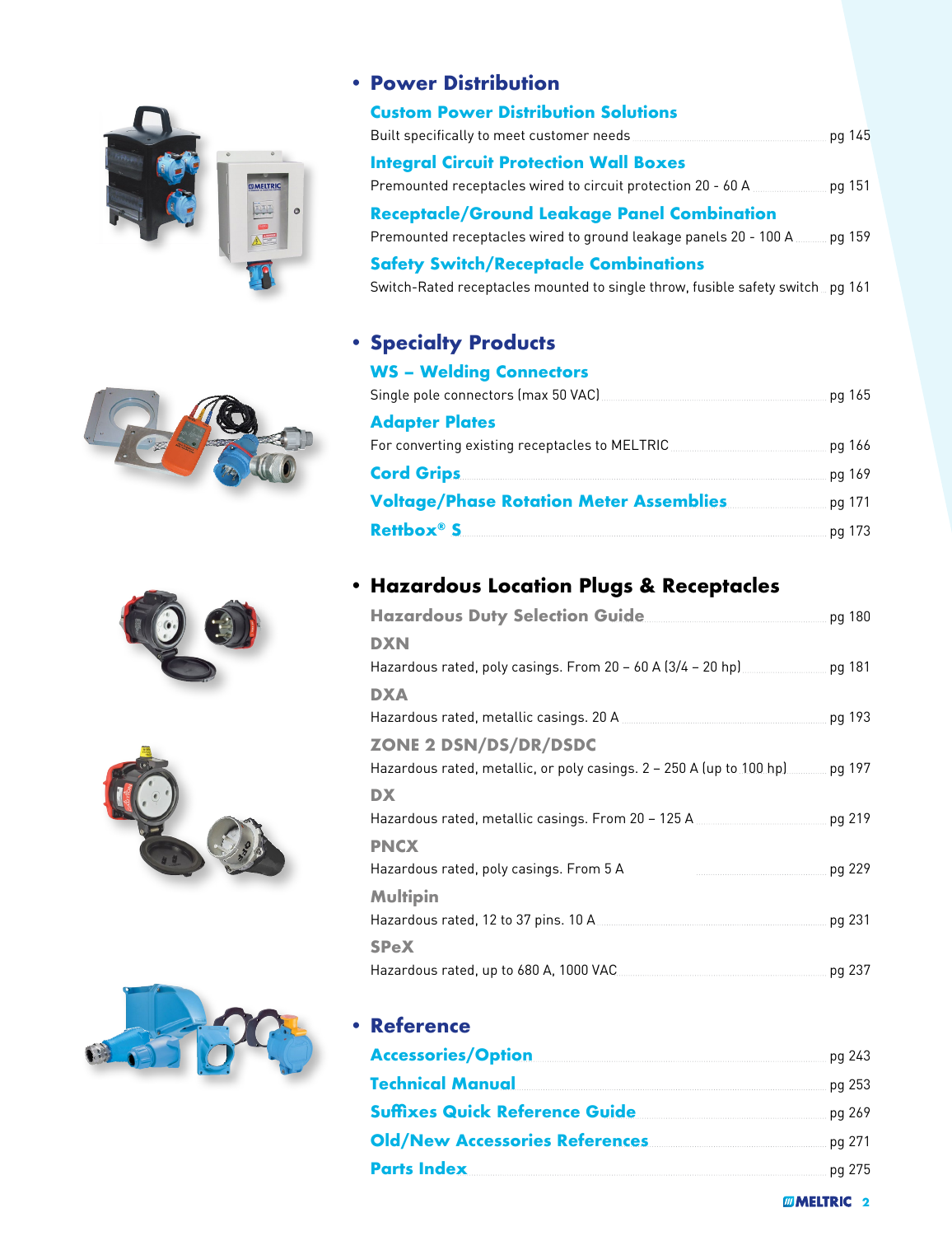- **Power Distribution**

  **Custom Power Distribution Solutions**
  Built specifically to meet customer needs ... pg 145

  **Integral Circuit Protection Wall Boxes**
  Premounted receptacles wired to circuit protection 20 - 60 A ... pg 151

  **Receptacle/Ground Leakage Panel Combination**
  Premounted receptacles wired to ground leakage panels 20 - 100 A ... pg 159

  **Safety Switch/Receptacle Combinations**
  Switch-Rated receptacles mounted to single throw, fusible safety switch ... pg 161

- **Specialty Products**

  **WS – Welding Connectors**
  Single pole connectors (max 50 VAC) ... pg 165

  **Adapter Plates**
  For converting existing receptacles to MELTRIC ... pg 166

  **Cord Grips** ... pg 169

  **Voltage/Phase Rotation Meter Assemblies** ... pg 171

  **Rettbox® S** ... pg 173

- **Hazardous Location Plugs & Receptacles**

  **Hazardous Duty Selection Guide** ... pg 180

  **DXN**
  Hazardous rated, poly casings. From 20 – 60 A (3/4 – 20 hp) ... pg 181

  **DXA**
  Hazardous rated, metallic casings. 20 A ... pg 193

  **ZONE 2 DSN/DS/DR/DSDC**
  Hazardous rated, metallic, or poly casings. 2 – 250 A (up to 100 hp) ... pg 197

  **DX**
  Hazardous rated, metallic casings. From 20 – 125 A ... pg 219

  **PNCX**
  Hazardous rated, poly casings. From 5 A ... pg 229

  **Multipin**
  Hazardous rated, 12 to 37 pins. 10 A ... pg 231

  **SPeX**
  Hazardous rated, up to 680 A, 1000 VAC ... pg 237

- **Reference**

  **Accessories/Option** ... pg 243

  **Technical Manual** ... pg 253

  **Suffixes Quick Reference Guide** ... pg 269

  **Old/New Accessories References** ... pg 271

  **Parts Index** ... pg 275